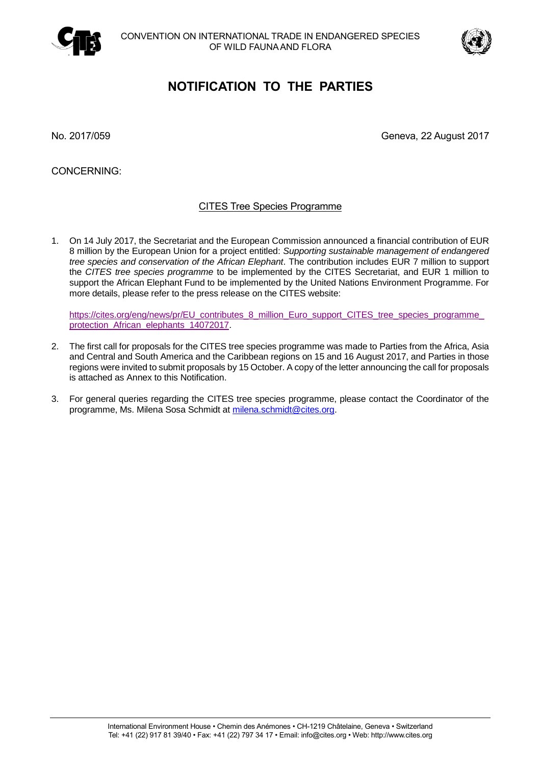CONVENTION ON INTERNATIONAL TRADE IN ENDANGERED SPECIES OF WILD FAUNA AND FLORA

# NOTIFICATION TO THE PARTIES

No. 2017/059

Geneva, 22 August 2017

CONCERNING:

## CITES Tree Species Programme

1. On 14 July 2017, the Secretariat and the European Commission announced a financial contribution of EUR 8 million by the European Union for a project entitled: *Supporting sustainable management of endangered tree species and conservation of the African Elephant*. The contribution includes EUR 7 million to support the *CITES tree species programme* to be implemented by the CITES Secretariat, and EUR 1 million to support the African Elephant Fund to be implemented by the United Nations Environment Programme. For more details, please refer to the press release on the CITES website:

   https://cites.org/eng/news/pr/EU_contributes_8_million_Euro_support_CITES_tree_species_programme_protection_African_elephants_14072017.

2. The first call for proposals for the CITES tree species programme was made to Parties from the Africa, Asia and Central and South America and the Caribbean regions on 15 and 16 August 2017, and Parties in those regions were invited to submit proposals by 15 October. A copy of the letter announcing the call for proposals is attached as Annex to this Notification.

3. For general queries regarding the CITES tree species programme, please contact the Coordinator of the programme, Ms. Milena Sosa Schmidt at milena.schmidt@cites.org.

International Environment House • Chemin des Anémones • CH-1219 Châtelaine, Geneva • Switzerland
Tel: +41 (22) 917 81 39/40 • Fax: +41 (22) 797 34 17 • Email: info@cites.org • Web: http://www.cites.org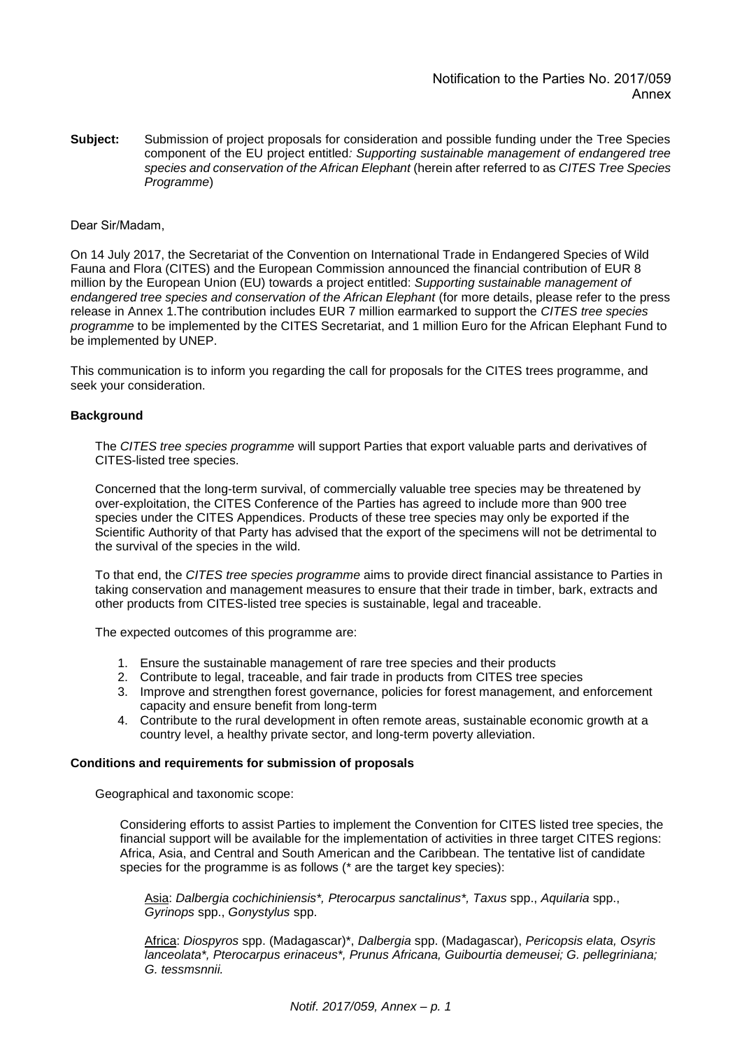Notification to the Parties No. 2017/059
Annex

**Subject:** Submission of project proposals for consideration and possible funding under the Tree Species component of the EU project entitled*: Supporting sustainable management of endangered tree species and conservation of the African Elephant* (herein after referred to as *CITES Tree Species Programme*)

Dear Sir/Madam,

On 14 July 2017, the Secretariat of the Convention on International Trade in Endangered Species of Wild Fauna and Flora (CITES) and the European Commission announced the financial contribution of EUR 8 million by the European Union (EU) towards a project entitled: *Supporting sustainable management of endangered tree species and conservation of the African Elephant* (for more details, please refer to the press release in Annex 1.The contribution includes EUR 7 million earmarked to support the *CITES tree species programme* to be implemented by the CITES Secretariat, and 1 million Euro for the African Elephant Fund to be implemented by UNEP.

This communication is to inform you regarding the call for proposals for the CITES trees programme, and seek your consideration.

**Background**

The *CITES tree species programme* will support Parties that export valuable parts and derivatives of CITES-listed tree species.

Concerned that the long-term survival, of commercially valuable tree species may be threatened by over-exploitation, the CITES Conference of the Parties has agreed to include more than 900 tree species under the CITES Appendices. Products of these tree species may only be exported if the Scientific Authority of that Party has advised that the export of the specimens will not be detrimental to the survival of the species in the wild.

To that end, the *CITES tree species programme* aims to provide direct financial assistance to Parties in taking conservation and management measures to ensure that their trade in timber, bark, extracts and other products from CITES-listed tree species is sustainable, legal and traceable.

The expected outcomes of this programme are:

1. Ensure the sustainable management of rare tree species and their products
2. Contribute to legal, traceable, and fair trade in products from CITES tree species
3. Improve and strengthen forest governance, policies for forest management, and enforcement capacity and ensure benefit from long-term
4. Contribute to the rural development in often remote areas, sustainable economic growth at a country level, a healthy private sector, and long-term poverty alleviation.

**Conditions and requirements for submission of proposals**

Geographical and taxonomic scope:

Considering efforts to assist Parties to implement the Convention for CITES listed tree species, the financial support will be available for the implementation of activities in three target CITES regions: Africa, Asia, and Central and South American and the Caribbean. The tentative list of candidate species for the programme is as follows (* are the target key species):

Asia: *Dalbergia cochichiniensis*, Pterocarpus sanctalinus*, Taxus* spp., *Aquilaria* spp., *Gyrinops* spp., *Gonystylus* spp.

Africa: *Diospyros* spp. (Madagascar)*, *Dalbergia* spp. (Madagascar), *Pericopsis elata, Osyris lanceolata*, Pterocarpus erinaceus*, Prunus Africana, Guibourtia demeusei; G. pellegriniana; G. tessmsnnii.*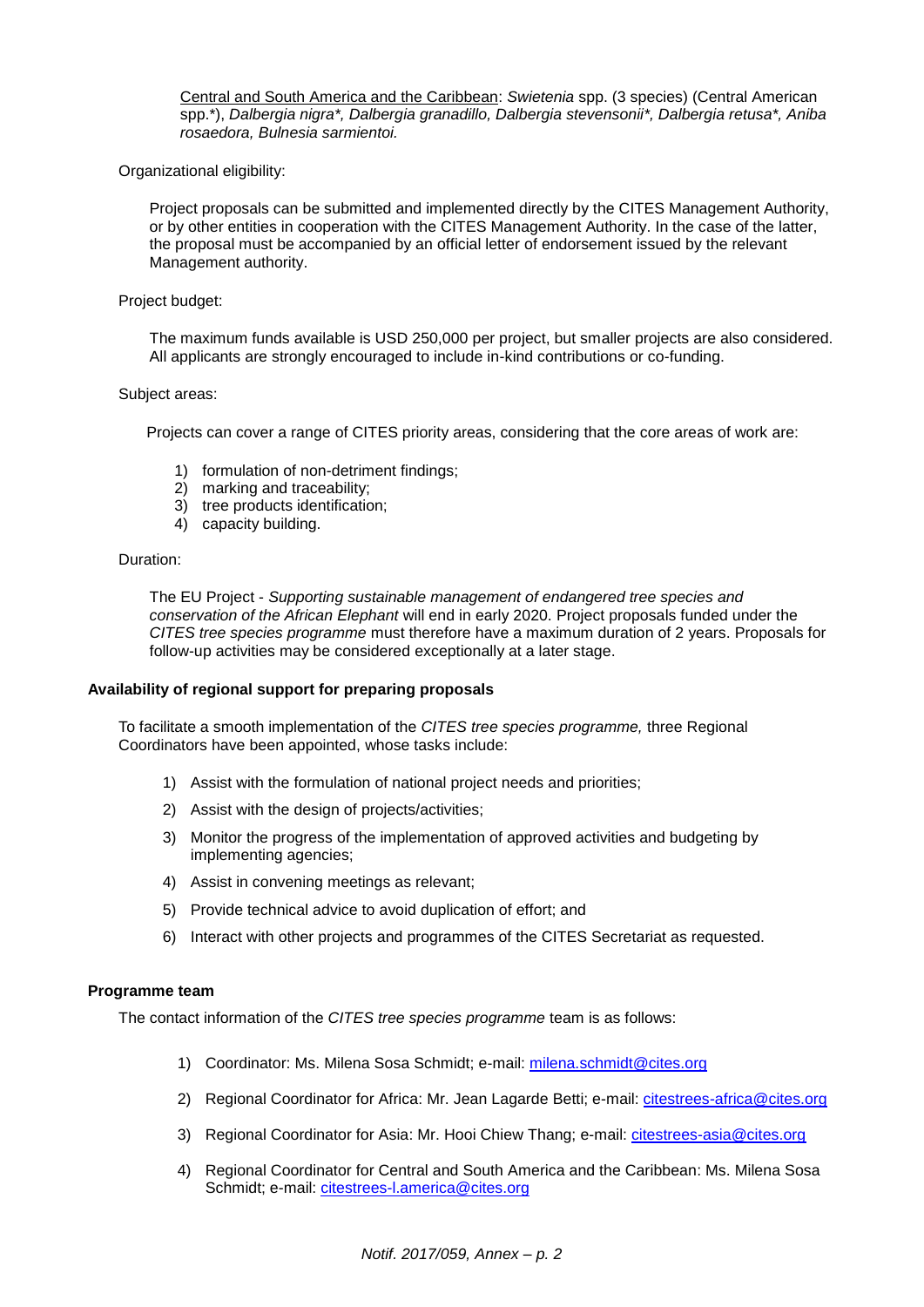Central and South America and the Caribbean: *Swietenia* spp. (3 species) (Central American spp.*), *Dalbergia nigra*, Dalbergia granadillo, Dalbergia stevensonii*, Dalbergia retusa*, Aniba rosaedora, Bulnesia sarmientoi.*

Organizational eligibility:

Project proposals can be submitted and implemented directly by the CITES Management Authority, or by other entities in cooperation with the CITES Management Authority. In the case of the latter, the proposal must be accompanied by an official letter of endorsement issued by the relevant Management authority.

Project budget:

The maximum funds available is USD 250,000 per project, but smaller projects are also considered. All applicants are strongly encouraged to include in-kind contributions or co-funding.

Subject areas:

Projects can cover a range of CITES priority areas, considering that the core areas of work are:

1) formulation of non-detriment findings;
2) marking and traceability;
3) tree products identification;
4) capacity building.

Duration:

The EU Project - *Supporting sustainable management of endangered tree species and conservation of the African Elephant* will end in early 2020. Project proposals funded under the *CITES tree species programme* must therefore have a maximum duration of 2 years. Proposals for follow-up activities may be considered exceptionally at a later stage.

**Availability of regional support for preparing proposals**

To facilitate a smooth implementation of the *CITES tree species programme,* three Regional Coordinators have been appointed, whose tasks include:

1) Assist with the formulation of national project needs and priorities;
2) Assist with the design of projects/activities;
3) Monitor the progress of the implementation of approved activities and budgeting by implementing agencies;
4) Assist in convening meetings as relevant;
5) Provide technical advice to avoid duplication of effort; and
6) Interact with other projects and programmes of the CITES Secretariat as requested.

**Programme team**

The contact information of the *CITES tree species programme* team is as follows:

1) Coordinator: Ms. Milena Sosa Schmidt; e-mail: milena.schmidt@cites.org
2) Regional Coordinator for Africa: Mr. Jean Lagarde Betti; e-mail: citestrees-africa@cites.org
3) Regional Coordinator for Asia: Mr. Hooi Chiew Thang; e-mail: citestrees-asia@cites.org
4) Regional Coordinator for Central and South America and the Caribbean: Ms. Milena Sosa Schmidt; e-mail: citestrees-l.america@cites.org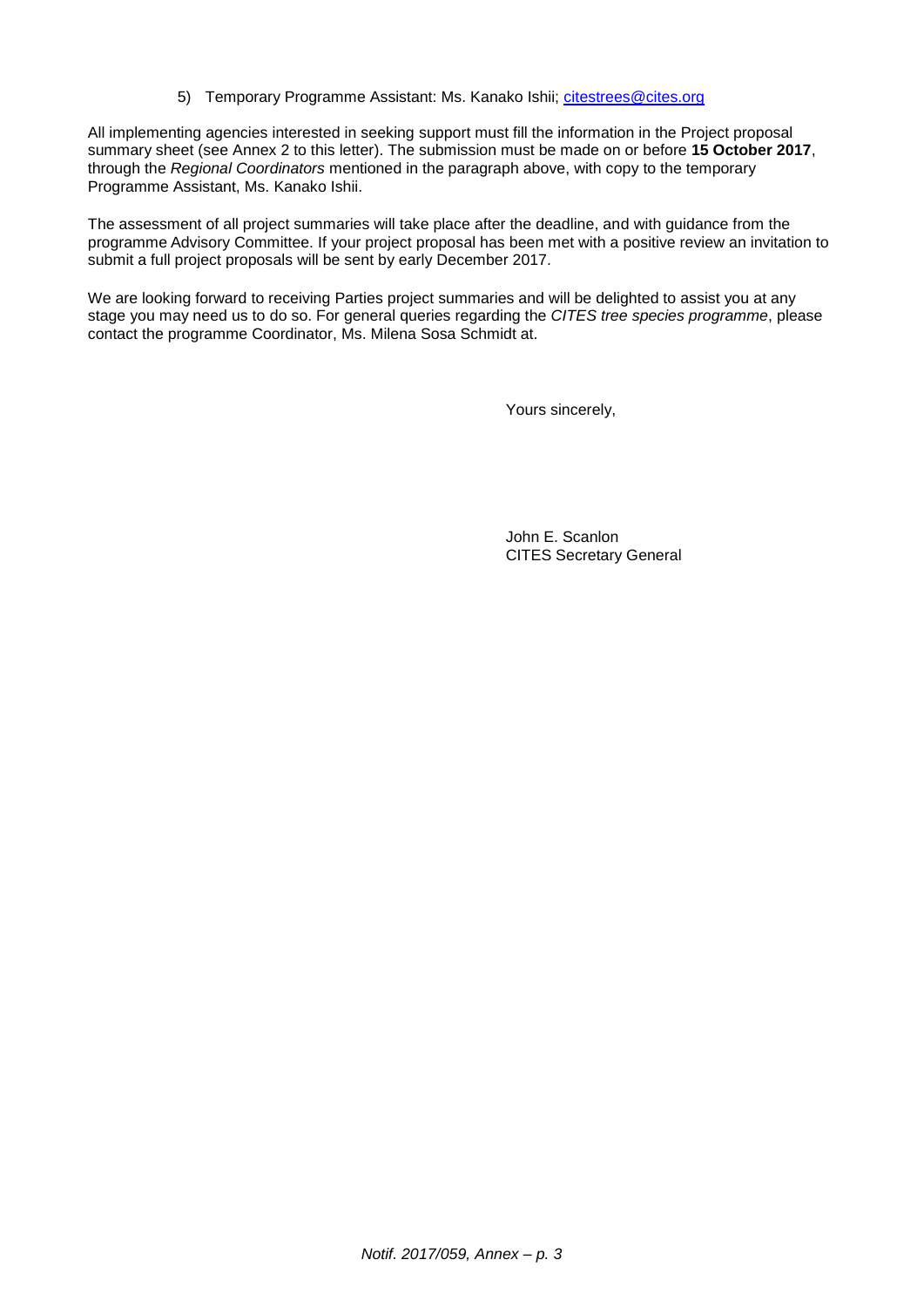5) Temporary Programme Assistant: Ms. Kanako Ishii; [citestrees@cites.org](mailto:citestrees@cites.org)

All implementing agencies interested in seeking support must fill the information in the Project proposal summary sheet (see Annex 2 to this letter). The submission must be made on or before **15 October 2017**, through the *Regional Coordinators* mentioned in the paragraph above, with copy to the temporary Programme Assistant, Ms. Kanako Ishii.

The assessment of all project summaries will take place after the deadline, and with guidance from the programme Advisory Committee. If your project proposal has been met with a positive review an invitation to submit a full project proposals will be sent by early December 2017.

We are looking forward to receiving Parties project summaries and will be delighted to assist you at any stage you may need us to do so. For general queries regarding the *CITES tree species programme*, please contact the programme Coordinator, Ms. Milena Sosa Schmidt at.

Yours sincerely,

John E. Scanlon
CITES Secretary General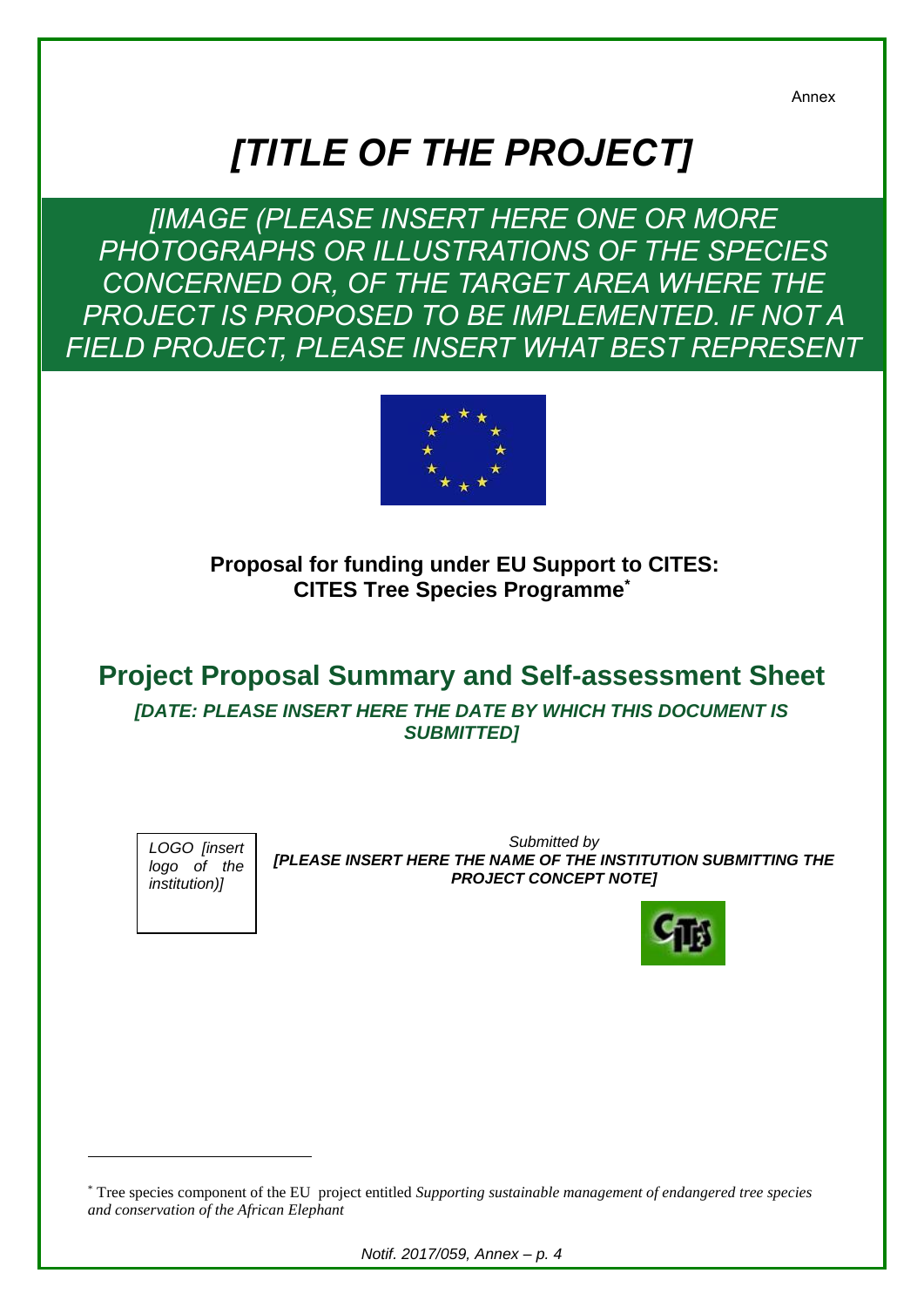Annex

# *[TITLE OF THE PROJECT]*

*[IMAGE (PLEASE INSERT HERE ONE OR MORE PHOTOGRAPHS OR ILLUSTRATIONS OF THE SPECIES CONCERNED OR, OF THE TARGET AREA WHERE THE PROJECT IS PROPOSED TO BE IMPLEMENTED. IF NOT A FIELD PROJECT, PLEASE INSERT WHAT BEST REPRESENT*

**Proposal for funding under EU Support to CITES: CITES Tree Species Programme***

## Project Proposal Summary and Self-assessment Sheet

***[DATE: PLEASE INSERT HERE THE DATE BY WHICH THIS DOCUMENT IS SUBMITTED]***

*LOGO [insert logo of the institution)]*

*Submitted by*
***[PLEASE INSERT HERE THE NAME OF THE INSTITUTION SUBMITTING THE PROJECT CONCEPT NOTE]***

---

\* Tree species component of the EU project entitled *Supporting sustainable management of endangered tree species and conservation of the African Elephant*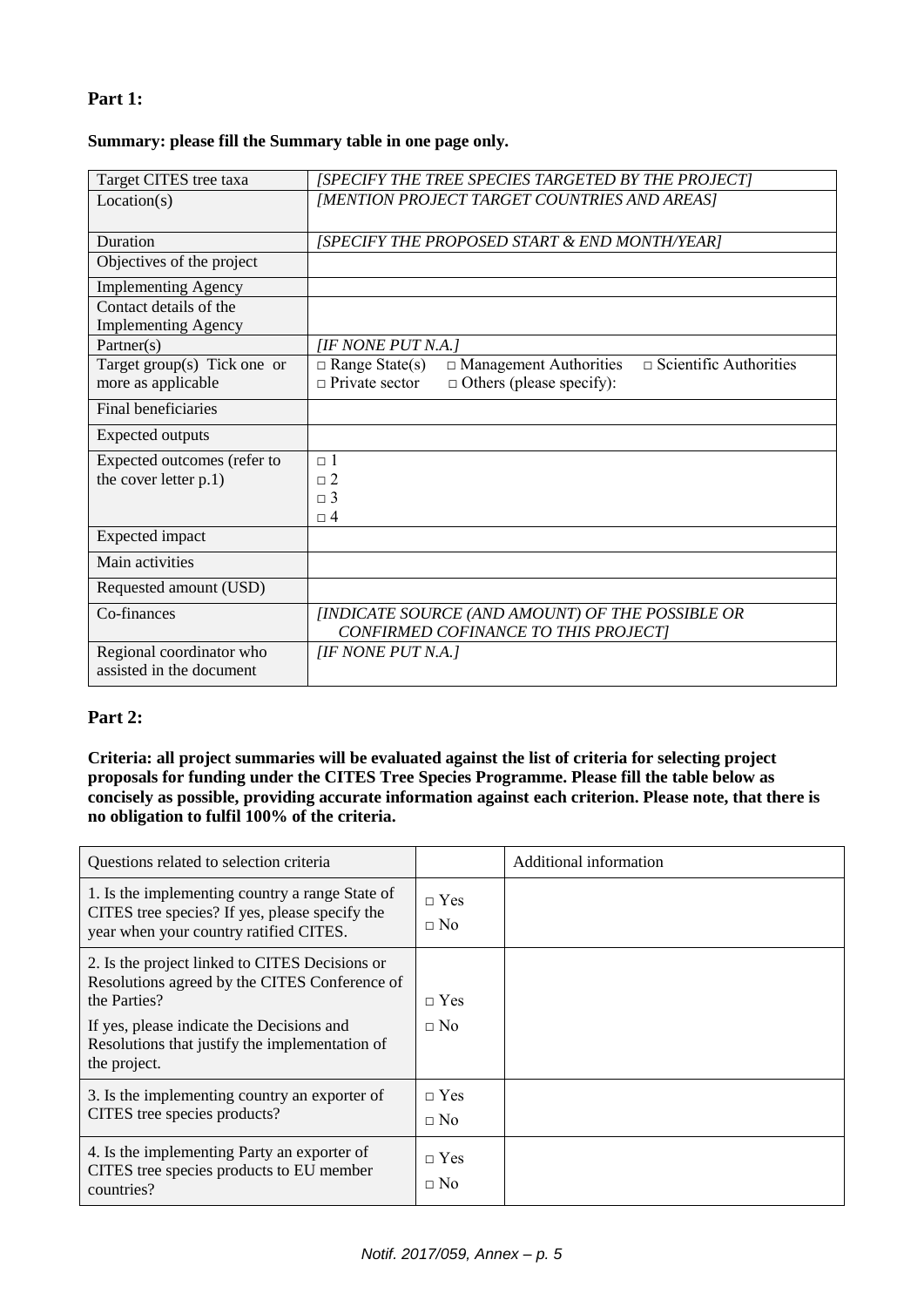**Part 1:**

**Summary: please fill the Summary table in one page only.**

| | |
|---|---|
| Target CITES tree taxa | *[SPECIFY THE TREE SPECIES TARGETED BY THE PROJECT]* |
| Location(s) | *[MENTION PROJECT TARGET COUNTRIES AND AREAS]* |
| Duration | *[SPECIFY THE PROPOSED START & END MONTH/YEAR]* |
| Objectives of the project | |
| Implementing Agency | |
| Contact details of the Implementing Agency | |
| Partner(s) | *[IF NONE PUT N.A.]* |
| Target group(s) Tick one or more as applicable | □ Range State(s) □ Management Authorities □ Scientific Authorities □ Private sector □ Others (please specify): |
| Final beneficiaries | |
| Expected outputs | |
| Expected outcomes (refer to the cover letter p.1) | □ 1<br>□ 2<br>□ 3<br>□ 4 |
| Expected impact | |
| Main activities | |
| Requested amount (USD) | |
| Co-finances | *[INDICATE SOURCE (AND AMOUNT) OF THE POSSIBLE OR CONFIRMED COFINANCE TO THIS PROJECT]* |
| Regional coordinator who assisted in the document | *[IF NONE PUT N.A.]* |

**Part 2:**

**Criteria: all project summaries will be evaluated against the list of criteria for selecting project proposals for funding under the CITES Tree Species Programme. Please fill the table below as concisely as possible, providing accurate information against each criterion. Please note, that there is no obligation to fulfil 100% of the criteria.**

| Questions related to selection criteria | | Additional information |
|---|---|---|
| 1. Is the implementing country a range State of CITES tree species? If yes, please specify the year when your country ratified CITES. | □ Yes<br>□ No | |
| 2. Is the project linked to CITES Decisions or Resolutions agreed by the CITES Conference of the Parties?<br>If yes, please indicate the Decisions and Resolutions that justify the implementation of the project. | □ Yes<br>□ No | |
| 3. Is the implementing country an exporter of CITES tree species products? | □ Yes<br>□ No | |
| 4. Is the implementing Party an exporter of CITES tree species products to EU member countries? | □ Yes<br>□ No | |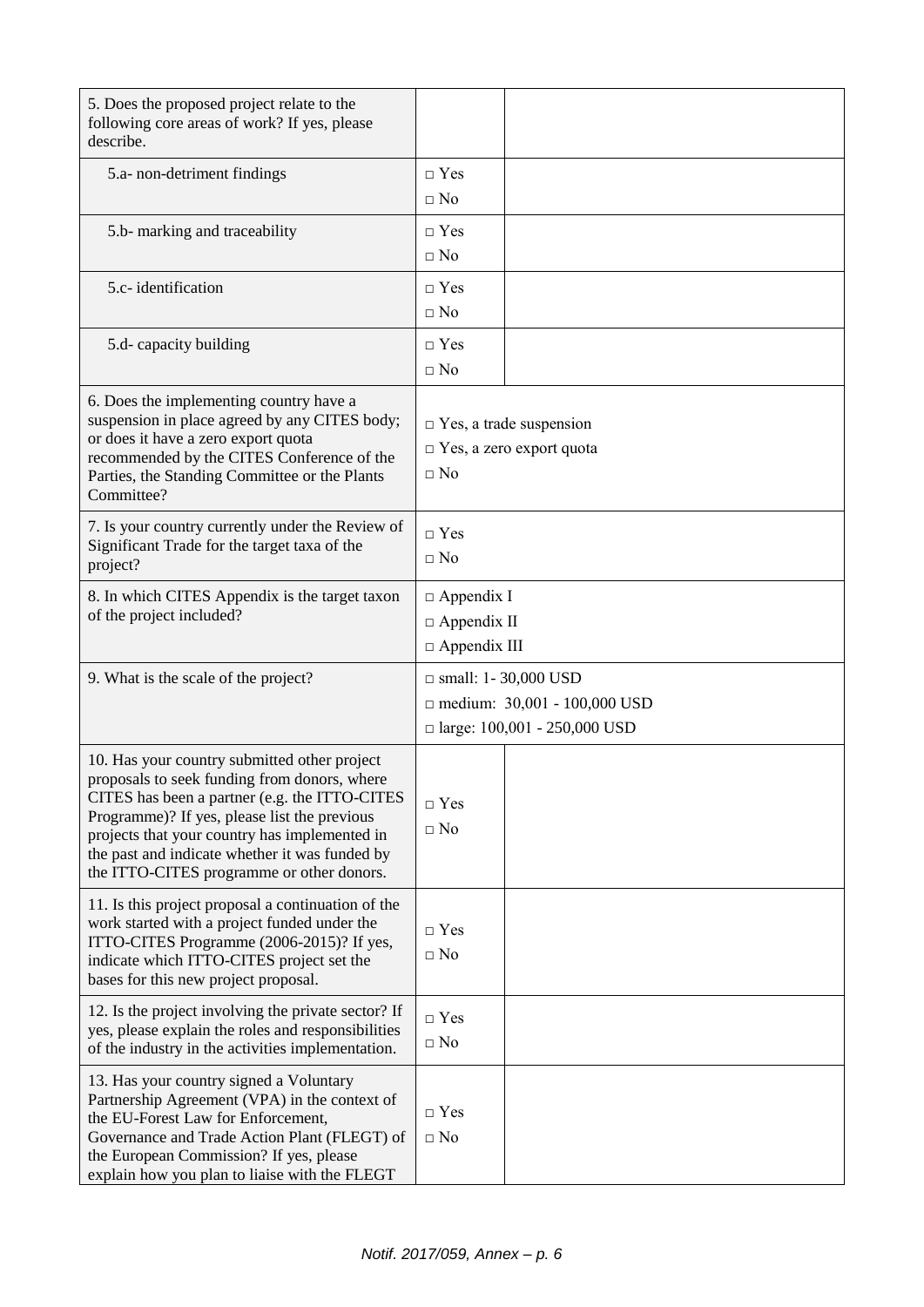| | | |
|---|---|---|
| 5. Does the proposed project relate to the following core areas of work? If yes, please describe. | | |
| 5.a- non-detriment findings | □ Yes<br>□ No | |
| 5.b- marking and traceability | □ Yes<br>□ No | |
| 5.c- identification | □ Yes<br>□ No | |
| 5.d- capacity building | □ Yes<br>□ No | |
| 6. Does the implementing country have a suspension in place agreed by any CITES body; or does it have a zero export quota recommended by the CITES Conference of the Parties, the Standing Committee or the Plants Committee? | □ Yes, a trade suspension<br>□ Yes, a zero export quota<br>□ No | |
| 7. Is your country currently under the Review of Significant Trade for the target taxa of the project? | □ Yes<br>□ No | |
| 8. In which CITES Appendix is the target taxon of the project included? | □ Appendix I<br>□ Appendix II<br>□ Appendix III | |
| 9. What is the scale of the project? | □ small: 1- 30,000 USD<br>□ medium: 30,001 - 100,000 USD<br>□ large: 100,001 - 250,000 USD | |
| 10. Has your country submitted other project proposals to seek funding from donors, where CITES has been a partner (e.g. the ITTO-CITES Programme)? If yes, please list the previous projects that your country has implemented in the past and indicate whether it was funded by the ITTO-CITES programme or other donors. | □ Yes<br>□ No | |
| 11. Is this project proposal a continuation of the work started with a project funded under the ITTO-CITES Programme (2006-2015)? If yes, indicate which ITTO-CITES project set the bases for this new project proposal. | □ Yes<br>□ No | |
| 12. Is the project involving the private sector? If yes, please explain the roles and responsibilities of the industry in the activities implementation. | □ Yes<br>□ No | |
| 13. Has your country signed a Voluntary Partnership Agreement (VPA) in the context of the EU-Forest Law for Enforcement, Governance and Trade Action Plant (FLEGT) of the European Commission? If yes, please explain how you plan to liaise with the FLEGT | □ Yes<br>□ No | |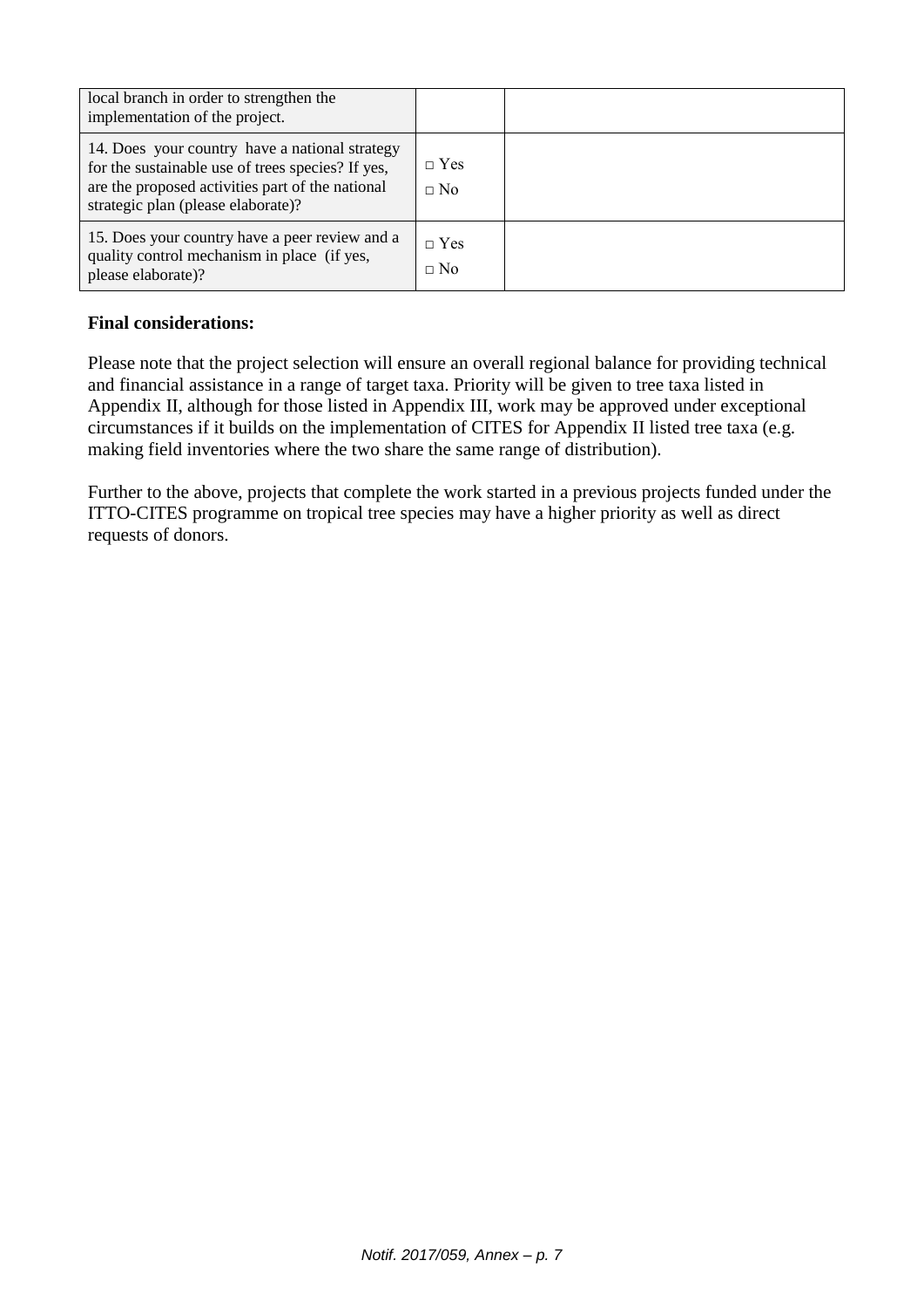| | | |
|---|---|---|
| local branch in order to strengthen the implementation of the project. | | |
| 14. Does your country have a national strategy for the sustainable use of trees species? If yes, are the proposed activities part of the national strategic plan (please elaborate)? | □ Yes<br>□ No | |
| 15. Does your country have a peer review and a quality control mechanism in place (if yes, please elaborate)? | □ Yes<br>□ No | |

**Final considerations:**

Please note that the project selection will ensure an overall regional balance for providing technical and financial assistance in a range of target taxa. Priority will be given to tree taxa listed in Appendix II, although for those listed in Appendix III, work may be approved under exceptional circumstances if it builds on the implementation of CITES for Appendix II listed tree taxa (e.g. making field inventories where the two share the same range of distribution).

Further to the above, projects that complete the work started in a previous projects funded under the ITTO-CITES programme on tropical tree species may have a higher priority as well as direct requests of donors.